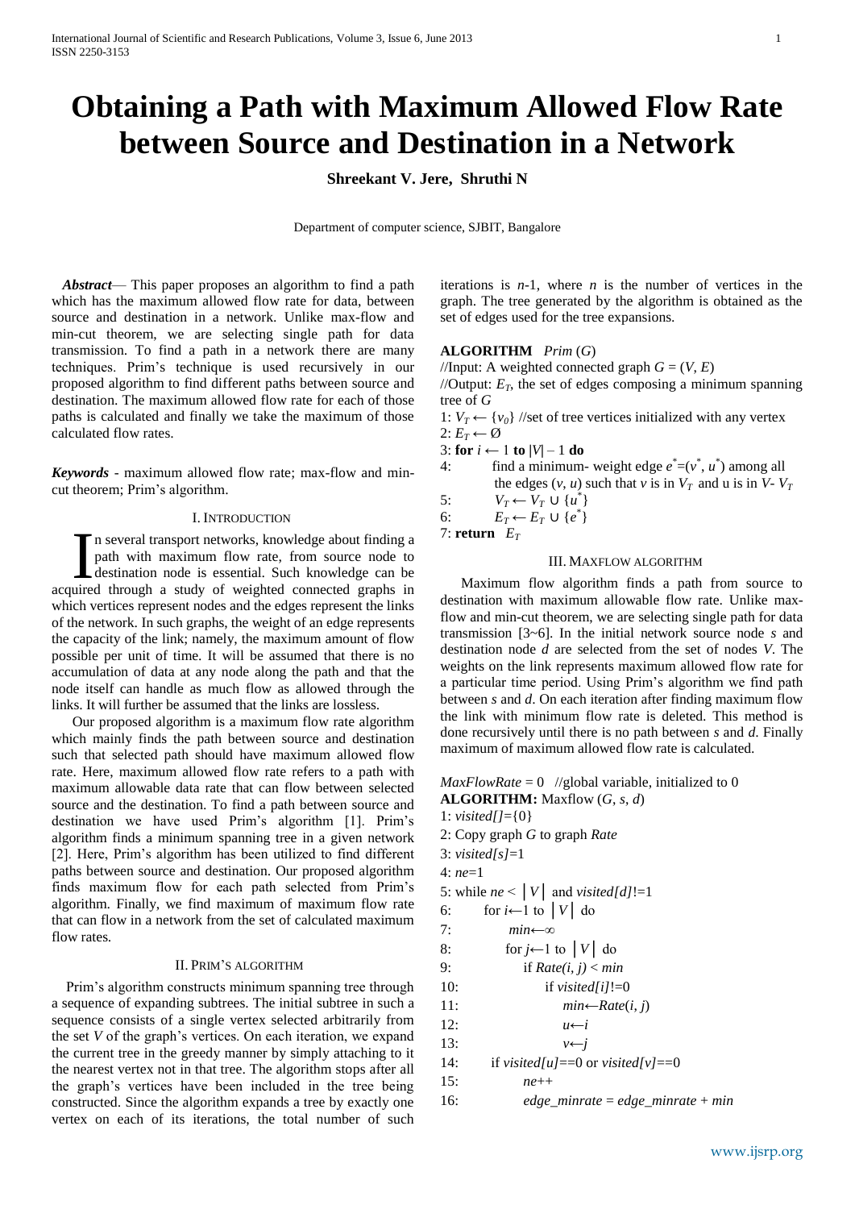# Obtaining a Path with Maximum Allowed Flow Rate between Source and Destination in a Network

**Shreekant V. Jere, Shruthi N**

Department of computer science, SJBIT, Bangalore

***Abstract*** — This paper proposes an algorithm to find a path which has the maximum allowed flow rate for data, between source and destination in a network. Unlike max-flow and min-cut theorem, we are selecting single path for data transmission. To find a path in a network there are many techniques. Prim's technique is used recursively in our proposed algorithm to find different paths between source and destination. The maximum allowed flow rate for each of those paths is calculated and finally we take the maximum of those calculated flow rates.

***Keywords*** - maximum allowed flow rate; max-flow and min-cut theorem; Prim's algorithm.

## I. Introduction

In several transport networks, knowledge about finding a path with maximum flow rate, from source node to destination node is essential. Such knowledge can be acquired through a study of weighted connected graphs in which vertices represent nodes and the edges represent the links of the network. In such graphs, the weight of an edge represents the capacity of the link; namely, the maximum amount of flow possible per unit of time. It will be assumed that there is no accumulation of data at any node along the path and that the node itself can handle as much flow as allowed through the links. It will further be assumed that the links are lossless.

Our proposed algorithm is a maximum flow rate algorithm which mainly finds the path between source and destination such that selected path should have maximum allowed flow rate. Here, maximum allowed flow rate refers to a path with maximum allowable data rate that can flow between selected source and the destination. To find a path between source and destination we have used Prim's algorithm [1]. Prim's algorithm finds a minimum spanning tree in a given network [2]. Here, Prim's algorithm has been utilized to find different paths between source and destination. Our proposed algorithm finds maximum flow for each path selected from Prim's algorithm. Finally, we find maximum of maximum flow rate that can flow in a network from the set of calculated maximum flow rates.

## II. Prim's Algorithm

Prim's algorithm constructs minimum spanning tree through a sequence of expanding subtrees. The initial subtree in such a sequence consists of a single vertex selected arbitrarily from the set $V$ of the graph's vertices. On each iteration, we expand the current tree in the greedy manner by simply attaching to it the nearest vertex not in that tree. The algorithm stops after all the graph's vertices have been included in the tree being constructed. Since the algorithm expands a tree by exactly one vertex on each of its iterations, the total number of such iterations is $n$-1, where $n$ is the number of vertices in the graph. The tree generated by the algorithm is obtained as the set of edges used for the tree expansions.

**ALGORITHM** *Prim* ($G$)

//Input: A weighted connected graph $G = (V, E)$

//Output: $E_T$, the set of edges composing a minimum spanning tree of $G$

1: $V_T \leftarrow \{v_0\}$ //set of tree vertices initialized with any vertex
2: $E_T \leftarrow \emptyset$
3: **for** $i \leftarrow 1$ **to** $|V| - 1$ **do**
4: find a minimum- weight edge $e^*=(v^*, u^*)$ among all the edges $(v, u)$ such that $v$ is in $V_T$ and u is in $V- V_T$
5: $V_T \leftarrow V_T \cup \{u^*\}$
6: $E_T \leftarrow E_T \cup \{e^*\}$
7: **return** $E_T$

## III. Maxflow Algorithm

Maximum flow algorithm finds a path from source to destination with maximum allowable flow rate. Unlike max-flow and min-cut theorem, we are selecting single path for data transmission [3~6]. In the initial network source node $s$ and destination node $d$ are selected from the set of nodes $V$. The weights on the link represents maximum allowed flow rate for a particular time period. Using Prim's algorithm we find path between $s$ and $d$. On each iteration after finding maximum flow the link with minimum flow rate is deleted. This method is done recursively until there is no path between $s$ and $d$. Finally maximum of maximum allowed flow rate is calculated.

*MaxFlowRate* = 0 //global variable, initialized to 0

**ALGORITHM:** Maxflow ($G$, $s$, $d$)

1: *visited[]*={0}
2: Copy graph $G$ to graph *Rate*
3: *visited[s]*=1
4: *ne*=1
5: while *ne* < $|V|$ and *visited[d]*!=1
6: for $i \leftarrow 1$ to $|V|$ do
7: $min \leftarrow \infty$
8: for $j \leftarrow 1$ to $|V|$ do
9: if *Rate*($i$, $j$) < *min*
10: if *visited[i]*!=0
11: $min \leftarrow Rate(i, j)$
12: $u \leftarrow i$
13: $v \leftarrow j$
14: if *visited[u]*==0 or *visited[v]*==0
15: *ne*++
16: *edge_minrate* = *edge_minrate* + *min*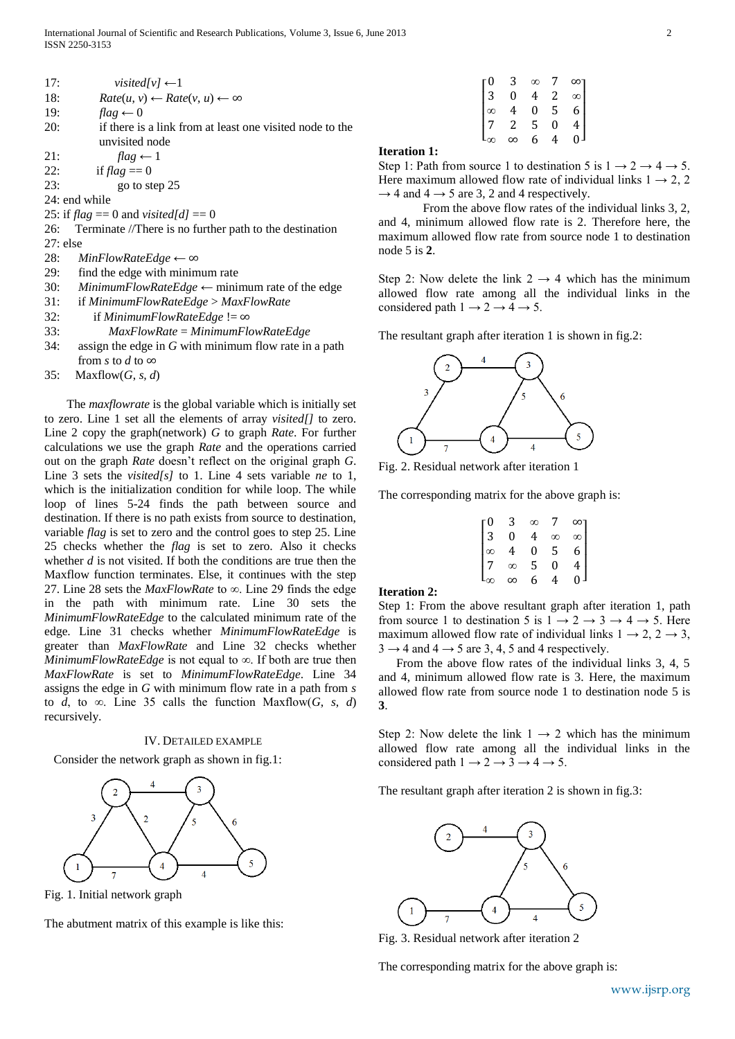```
17:         visited[v] ←1
18:       Rate(u, v) ← Rate(v, u) ← ∞
19:       flag ← 0
20:       if there is a link from at least one visited node to the
          unvisited node
21:          flag ← 1
22:     if flag == 0
23:          go to step 25
24: end while
25: if flag == 0 and visited[d] == 0
26:    Terminate //There is no further path to the destination
27: else
28:    MinFlowRateEdge ← ∞
29:    find the edge with minimum rate
30:    MinimumFlowRateEdge ← minimum rate of the edge
31:    if MinimumFlowRateEdge > MaxFlowRate
32:       if MinimumFlowRateEdge != ∞
33:          MaxFlowRate = MinimumFlowRateEdge
34:    assign the edge in G with minimum flow rate in a path
       from s to d to ∞
35:    Maxflow(G, s, d)
```

The *maxflowrate* is the global variable which is initially set to zero. Line 1 set all the elements of array *visited[]* to zero. Line 2 copy the graph(network) *G* to graph *Rate*. For further calculations we use the graph *Rate* and the operations carried out on the graph *Rate* doesn't reflect on the original graph *G*. Line 3 sets the *visited[s]* to 1. Line 4 sets variable *ne* to 1, which is the initialization condition for while loop. The while loop of lines 5-24 finds the path between source and destination. If there is no path exists from source to destination, variable *flag* is set to zero and the control goes to step 25. Line 25 checks whether the *flag* is set to zero. Also it checks whether *d* is not visited. If both the conditions are true then the Maxflow function terminates. Else, it continues with the step 27. Line 28 sets the *MaxFlowRate* to ∞. Line 29 finds the edge in the path with minimum rate. Line 30 sets the *MinimumFlowRateEdge* to the calculated minimum rate of the edge. Line 31 checks whether *MinimumFlowRateEdge* is greater than *MaxFlowRate* and Line 32 checks whether *MinimumFlowRateEdge* is not equal to ∞. If both are true then *MaxFlowRate* is set to *MinimumFlowRateEdge*. Line 34 assigns the edge in *G* with minimum flow rate in a path from *s* to *d*, to ∞. Line 35 calls the function Maxflow(*G*, *s*, *d*) recursively.

## IV. Detailed Example

Consider the network graph as shown in fig.1:

Fig. 1. Initial network graph

The abutment matrix of this example is like this:

$$\begin{bmatrix} 0 & 3 & \infty & 7 & \infty \\ 3 & 0 & 4 & 2 & \infty \\ \infty & 4 & 0 & 5 & 6 \\ 7 & 2 & 5 & 0 & 4 \\ \infty & \infty & 6 & 4 & 0 \end{bmatrix}$$

**Iteration 1:**

Step 1: Path from source 1 to destination 5 is 1 → 2 → 4 → 5. Here maximum allowed flow rate of individual links 1 → 2, 2 → 4 and 4 → 5 are 3, 2 and 4 respectively.

From the above flow rates of the individual links 3, 2, and 4, minimum allowed flow rate is 2. Therefore here, the maximum allowed flow rate from source node 1 to destination node 5 is **2**.

Step 2: Now delete the link 2 → 4 which has the minimum allowed flow rate among all the individual links in the considered path 1 → 2 → 4 → 5.

The resultant graph after iteration 1 is shown in fig.2:

Fig. 2. Residual network after iteration 1

The corresponding matrix for the above graph is:

$$\begin{bmatrix} 0 & 3 & \infty & 7 & \infty \\ 3 & 0 & 4 & \infty & \infty \\ \infty & 4 & 0 & 5 & 6 \\ 7 & \infty & 5 & 0 & 4 \\ \infty & \infty & 6 & 4 & 0 \end{bmatrix}$$

**Iteration 2:**

Step 1: From the above resultant graph after iteration 1, path from source 1 to destination 5 is 1 → 2 → 3 → 4 → 5. Here maximum allowed flow rate of individual links 1 → 2, 2 → 3, 3 → 4 and 4 → 5 are 3, 4, 5 and 4 respectively.

From the above flow rates of the individual links 3, 4, 5 and 4, minimum allowed flow rate is 3. Here, the maximum allowed flow rate from source node 1 to destination node 5 is **3**.

Step 2: Now delete the link 1 → 2 which has the minimum allowed flow rate among all the individual links in the considered path 1 → 2 → 3 → 4 → 5.

The resultant graph after iteration 2 is shown in fig.3:

Fig. 3. Residual network after iteration 2

The corresponding matrix for the above graph is: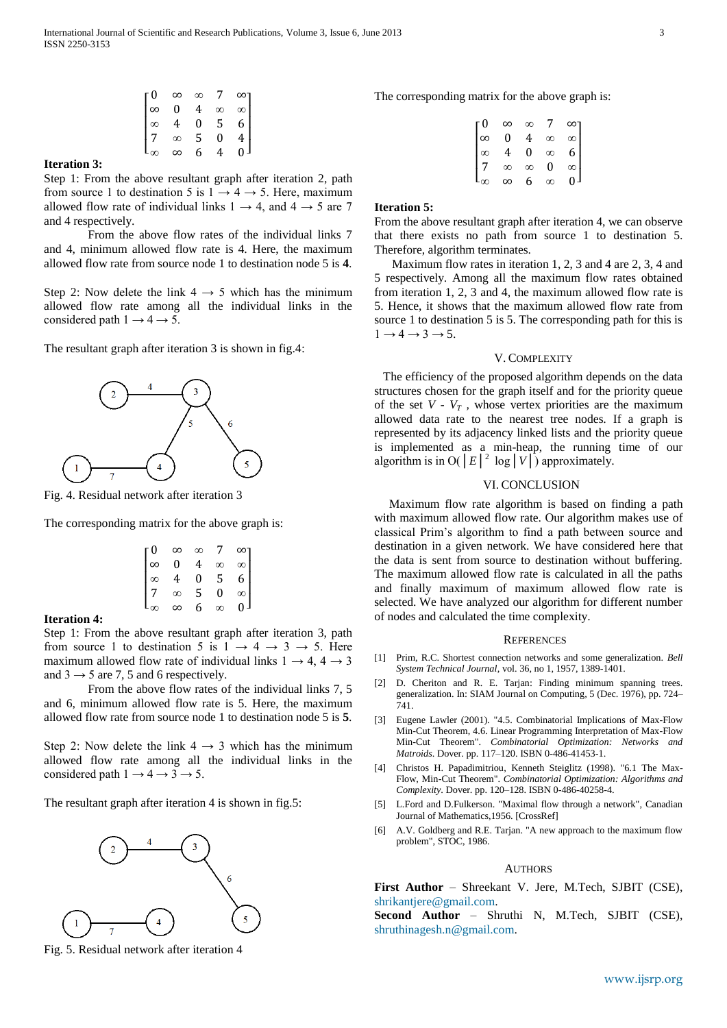$$\begin{bmatrix} 0 & \infty & \infty & 7 & \infty \\ \infty & 0 & 4 & \infty & \infty \\ \infty & 4 & 0 & 5 & 6 \\ 7 & \infty & 5 & 0 & 4 \\ \infty & \infty & 6 & 4 & 0 \end{bmatrix}$$

**Iteration 3:**

Step 1: From the above resultant graph after iteration 2, path from source 1 to destination 5 is $1 \rightarrow 4 \rightarrow 5$. Here, maximum allowed flow rate of individual links $1 \rightarrow 4$, and $4 \rightarrow 5$ are 7 and 4 respectively.

From the above flow rates of the individual links 7 and 4, minimum allowed flow rate is 4. Here, the maximum allowed flow rate from source node 1 to destination node 5 is **4**.

Step 2: Now delete the link $4 \rightarrow 5$ which has the minimum allowed flow rate among all the individual links in the considered path $1 \rightarrow 4 \rightarrow 5$.

The resultant graph after iteration 3 is shown in fig.4:

2
4
3
5
6
1
7
4
5

Fig. 4. Residual network after iteration 3

The corresponding matrix for the above graph is:

$$\begin{bmatrix} 0 & \infty & \infty & 7 & \infty \\ \infty & 0 & 4 & \infty & \infty \\ \infty & 4 & 0 & 5 & 6 \\ 7 & \infty & 5 & 0 & \infty \\ \infty & \infty & 6 & \infty & 0 \end{bmatrix}$$

**Iteration 4:**

Step 1: From the above resultant graph after iteration 3, path from source 1 to destination 5 is $1 \rightarrow 4 \rightarrow 3 \rightarrow 5$. Here maximum allowed flow rate of individual links $1 \rightarrow 4$, $4 \rightarrow 3$ and $3 \rightarrow 5$ are 7, 5 and 6 respectively.

From the above flow rates of the individual links 7, 5 and 6, minimum allowed flow rate is 5. Here, the maximum allowed flow rate from source node 1 to destination node 5 is **5**.

Step 2: Now delete the link $4 \rightarrow 3$ which has the minimum allowed flow rate among all the individual links in the considered path $1 \rightarrow 4 \rightarrow 3 \rightarrow 5$.

The resultant graph after iteration 4 is shown in fig.5:

2
4
3
6
1
7
4
5

Fig. 5. Residual network after iteration 4

The corresponding matrix for the above graph is:

$$\begin{bmatrix} 0 & \infty & \infty & 7 & \infty \\ \infty & 0 & 4 & \infty & \infty \\ \infty & 4 & 0 & \infty & 6 \\ 7 & \infty & \infty & 0 & \infty \\ \infty & \infty & 6 & \infty & 0 \end{bmatrix}$$

**Iteration 5:**

From the above resultant graph after iteration 4, we can observe that there exists no path from source 1 to destination 5. Therefore, algorithm terminates.

Maximum flow rates in iteration 1, 2, 3 and 4 are 2, 3, 4 and 5 respectively. Among all the maximum flow rates obtained from iteration 1, 2, 3 and 4, the maximum allowed flow rate is 5. Hence, it shows that the maximum allowed flow rate from source 1 to destination 5 is 5. The corresponding path for this is $1 \rightarrow 4 \rightarrow 3 \rightarrow 5$.

## V. Complexity

The efficiency of the proposed algorithm depends on the data structures chosen for the graph itself and for the priority queue of the set $V$ - $V_T$ , whose vertex priorities are the maximum allowed data rate to the nearest tree nodes. If a graph is represented by its adjacency linked lists and the priority queue is implemented as a min-heap, the running time of our algorithm is in O( $|E|^2 \log |V|$ ) approximately.

## VI. Conclusion

Maximum flow rate algorithm is based on finding a path with maximum allowed flow rate. Our algorithm makes use of classical Prim's algorithm to find a path between source and destination in a given network. We have considered here that the data is sent from source to destination without buffering. The maximum allowed flow rate is calculated in all the paths and finally maximum of maximum allowed flow rate is selected. We have analyzed our algorithm for different number of nodes and calculated the time complexity.

## References

[1] Prim, R.C. Shortest connection networks and some generalization. *Bell System Technical Journal*, vol. 36, no 1, 1957, 1389-1401.

[2] D. Cheriton and R. E. Tarjan: Finding minimum spanning trees. generalization. In: SIAM Journal on Computing, 5 (Dec. 1976), pp. 724–741.

[3] Eugene Lawler (2001). "4.5. Combinatorial Implications of Max-Flow Min-Cut Theorem, 4.6. Linear Programming Interpretation of Max-Flow Min-Cut Theorem". *Combinatorial Optimization: Networks and Matroids*. Dover. pp. 117–120. ISBN 0-486-41453-1.

[4] Christos H. Papadimitriou, Kenneth Steiglitz (1998). "6.1 The Max-Flow, Min-Cut Theorem". *Combinatorial Optimization: Algorithms and Complexity*. Dover. pp. 120–128. ISBN 0-486-40258-4.

[5] L.Ford and D.Fulkerson. "Maximal flow through a network", Canadian Journal of Mathematics,1956. [CrossRef]

[6] A.V. Goldberg and R.E. Tarjan. "A new approach to the maximum flow problem", STOC, 1986.

## Authors

**First Author** – Shreekant V. Jere, M.Tech, SJBIT (CSE), shrikantjere@gmail.com.

**Second Author** – Shruthi N, M.Tech, SJBIT (CSE), shruthinagesh.n@gmail.com.